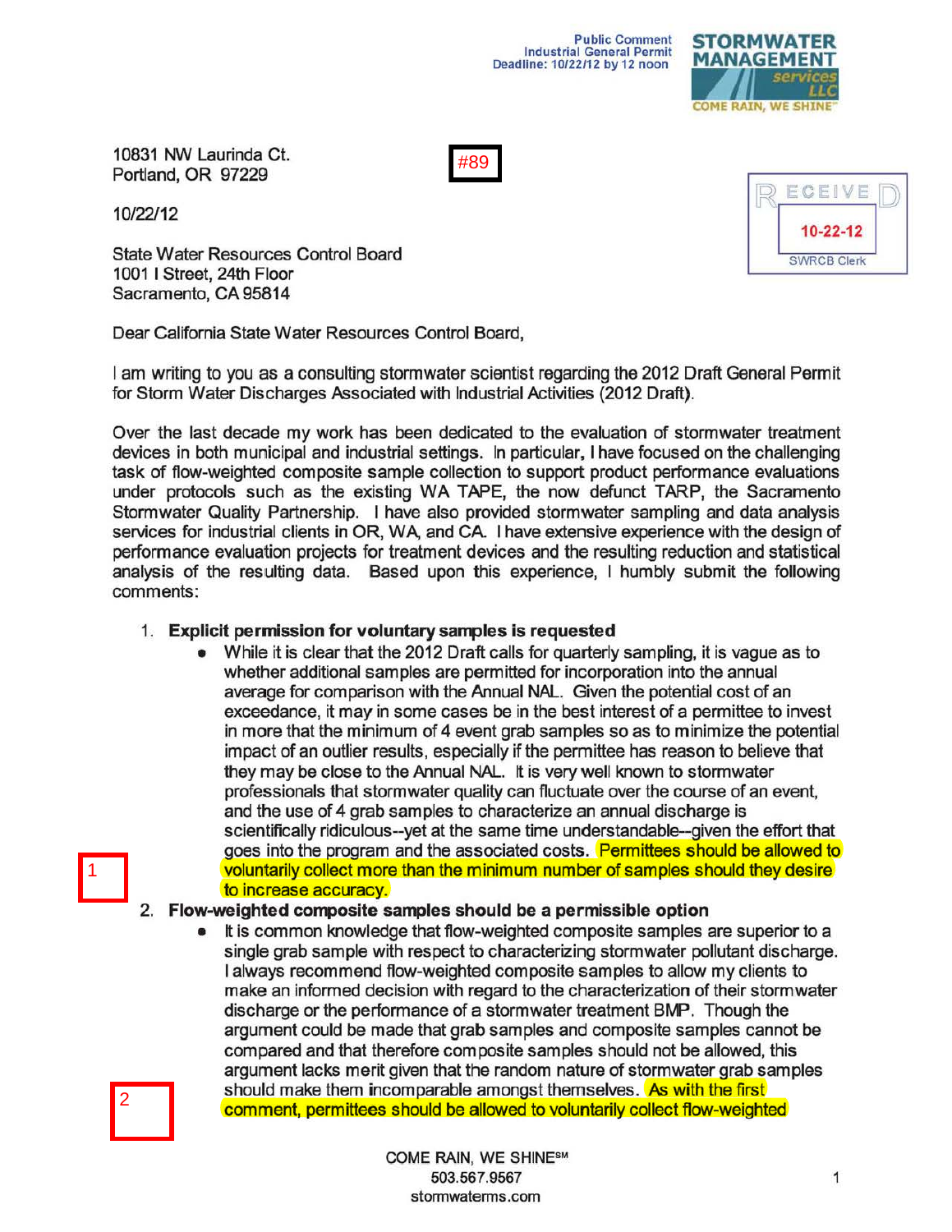Public Comment
Industrial General Permit
Deadline: 10/22/12 by 12 noon

**STORMWATER MANAGEMENT services LLC**
COME RAIN, WE SHINE™

#89

RECEIVED
10-22-12
SWRCB Clerk

10831 NW Laurinda Ct.
Portland, OR 97229

10/22/12

State Water Resources Control Board
1001 I Street, 24th Floor
Sacramento, CA 95814

Dear California State Water Resources Control Board,

I am writing to you as a consulting stormwater scientist regarding the 2012 Draft General Permit for Storm Water Discharges Associated with Industrial Activities (2012 Draft).

Over the last decade my work has been dedicated to the evaluation of stormwater treatment devices in both municipal and industrial settings. In particular, I have focused on the challenging task of flow-weighted composite sample collection to support product performance evaluations under protocols such as the existing WA TAPE, the now defunct TARP, the Sacramento Stormwater Quality Partnership. I have also provided stormwater sampling and data analysis services for industrial clients in OR, WA, and CA. I have extensive experience with the design of performance evaluation projects for treatment devices and the resulting reduction and statistical analysis of the resulting data. Based upon this experience, I humbly submit the following comments:

1. **Explicit permission for voluntary samples is requested**
   - While it is clear that the 2012 Draft calls for quarterly sampling, it is vague as to whether additional samples are permitted for incorporation into the annual average for comparison with the Annual NAL. Given the potential cost of an exceedance, it may in some cases be in the best interest of a permittee to invest in more that the minimum of 4 event grab samples so as to minimize the potential impact of an outlier results, especially if the permittee has reason to believe that they may be close to the Annual NAL. It is very well known to stormwater professionals that stormwater quality can fluctuate over the course of an event, and the use of 4 grab samples to characterize an annual discharge is scientifically ridiculous--yet at the same time understandable--given the effort that goes into the program and the associated costs. Permittees should be allowed to voluntarily collect more than the minimum number of samples should they desire to increase accuracy.

1

2. **Flow-weighted composite samples should be a permissible option**
   - It is common knowledge that flow-weighted composite samples are superior to a single grab sample with respect to characterizing stormwater pollutant discharge. I always recommend flow-weighted composite samples to allow my clients to make an informed decision with regard to the characterization of their stormwater discharge or the performance of a stormwater treatment BMP. Though the argument could be made that grab samples and composite samples cannot be compared and that therefore composite samples should not be allowed, this argument lacks merit given that the random nature of stormwater grab samples should make them incomparable amongst themselves. As with the first comment, permittees should be allowed to voluntarily collect flow-weighted

2

COME RAIN, WE SHINE℠
503.567.9567
stormwaterms.com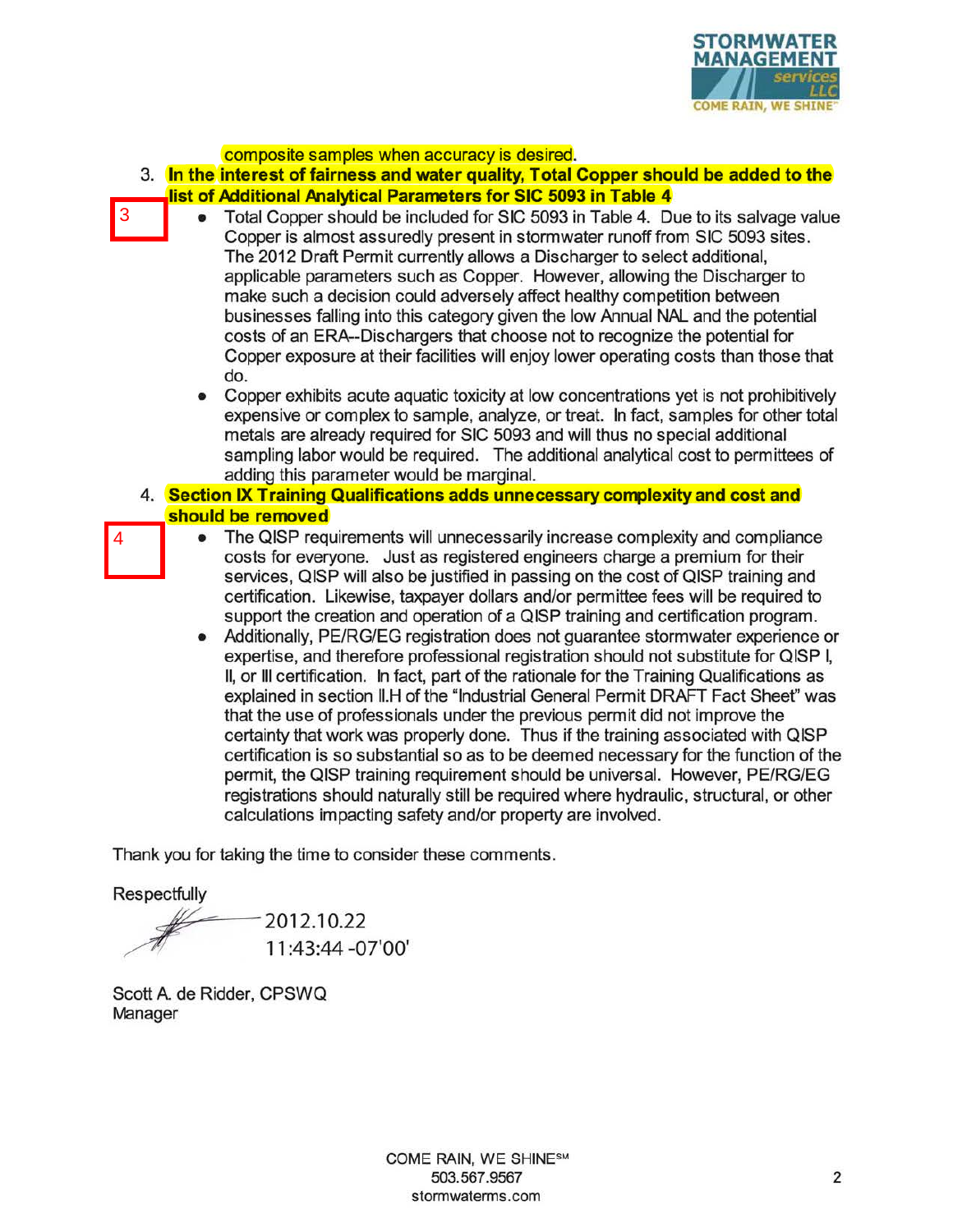composite samples when accuracy is desired.

3. **In the interest of fairness and water quality, Total Copper should be added to the list of Additional Analytical Parameters for SIC 5093 in Table 4**

3

- Total Copper should be included for SIC 5093 in Table 4. Due to its salvage value Copper is almost assuredly present in stormwater runoff from SIC 5093 sites. The 2012 Draft Permit currently allows a Discharger to select additional, applicable parameters such as Copper. However, allowing the Discharger to make such a decision could adversely affect healthy competition between businesses falling into this category given the low Annual NAL and the potential costs of an ERA--Dischargers that choose not to recognize the potential for Copper exposure at their facilities will enjoy lower operating costs than those that do.
- Copper exhibits acute aquatic toxicity at low concentrations yet is not prohibitively expensive or complex to sample, analyze, or treat. In fact, samples for other total metals are already required for SIC 5093 and will thus no special additional sampling labor would be required. The additional analytical cost to permittees of adding this parameter would be marginal.

4. **Section IX Training Qualifications adds unnecessary complexity and cost and should be removed**

4

- The QISP requirements will unnecessarily increase complexity and compliance costs for everyone. Just as registered engineers charge a premium for their services, QISP will also be justified in passing on the cost of QISP training and certification. Likewise, taxpayer dollars and/or permittee fees will be required to support the creation and operation of a QISP training and certification program.
- Additionally, PE/RG/EG registration does not guarantee stormwater experience or expertise, and therefore professional registration should not substitute for QISP I, II, or III certification. In fact, part of the rationale for the Training Qualifications as explained in section II.H of the "Industrial General Permit DRAFT Fact Sheet" was that the use of professionals under the previous permit did not improve the certainty that work was properly done. Thus if the training associated with QISP certification is so substantial so as to be deemed necessary for the function of the permit, the QISP training requirement should be universal. However, PE/RG/EG registrations should naturally still be required where hydraulic, structural, or other calculations impacting safety and/or property are involved.

Thank you for taking the time to consider these comments.

Respectfully

2012.10.22
11:43:44 -07'00'

Scott A. de Ridder, CPSWQ
Manager